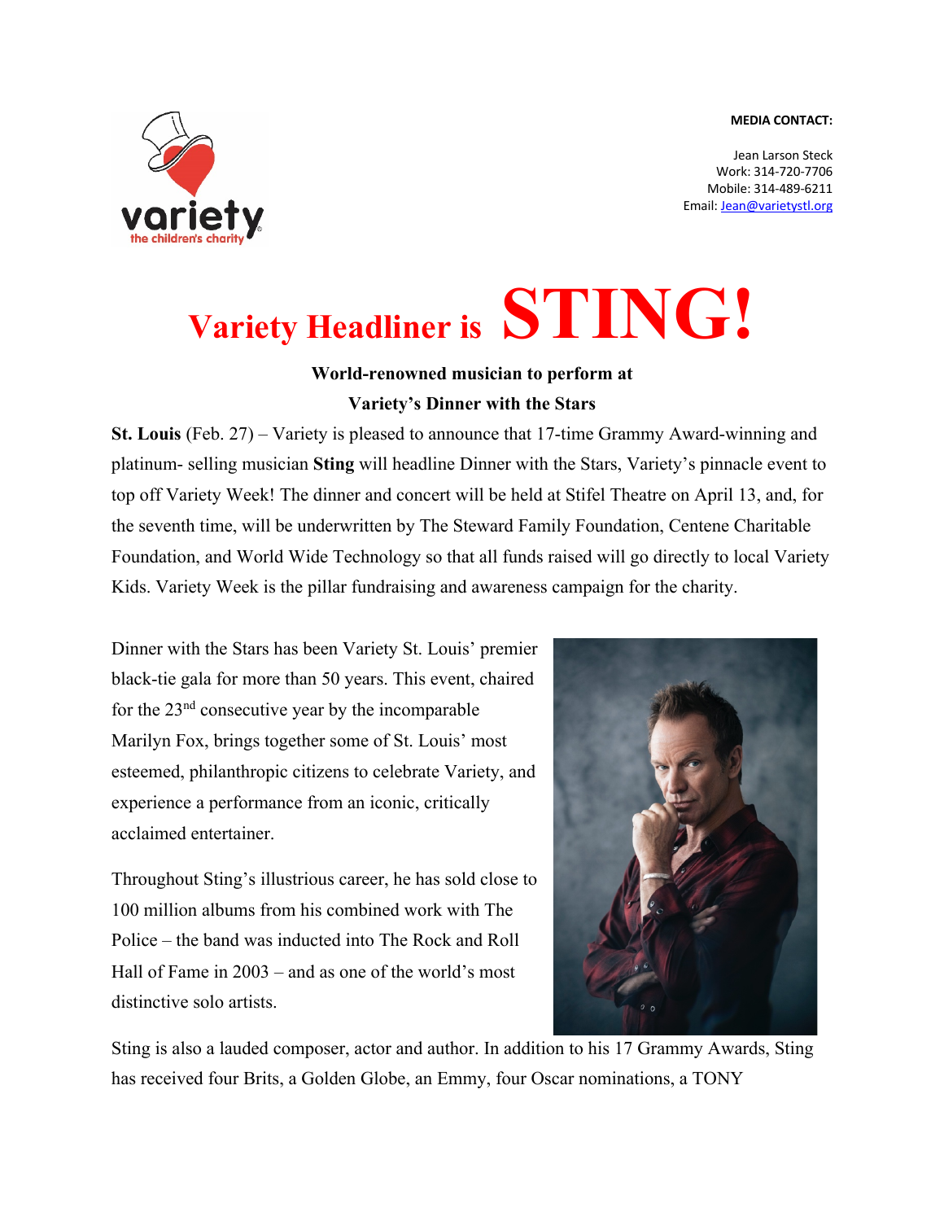**MEDIA CONTACT:**

Jean Larson Steck
Work: 314-720-7706
Mobile: 314-489-6211
Email: Jean@varietystl.org

# Variety Headliner is STING!

**World-renowned musician to perform at**
**Variety's Dinner with the Stars**

**St. Louis** (Feb. 27) – Variety is pleased to announce that 17-time Grammy Award-winning and platinum- selling musician **Sting** will headline Dinner with the Stars, Variety's pinnacle event to top off Variety Week! The dinner and concert will be held at Stifel Theatre on April 13, and, for the seventh time, will be underwritten by The Steward Family Foundation, Centene Charitable Foundation, and World Wide Technology so that all funds raised will go directly to local Variety Kids. Variety Week is the pillar fundraising and awareness campaign for the charity.

Dinner with the Stars has been Variety St. Louis' premier black-tie gala for more than 50 years. This event, chaired for the 23nd consecutive year by the incomparable Marilyn Fox, brings together some of St. Louis' most esteemed, philanthropic citizens to celebrate Variety, and experience a performance from an iconic, critically acclaimed entertainer.

Throughout Sting's illustrious career, he has sold close to 100 million albums from his combined work with The Police – the band was inducted into The Rock and Roll Hall of Fame in 2003 – and as one of the world's most distinctive solo artists.

Sting is also a lauded composer, actor and author. In addition to his 17 Grammy Awards, Sting has received four Brits, a Golden Globe, an Emmy, four Oscar nominations, a TONY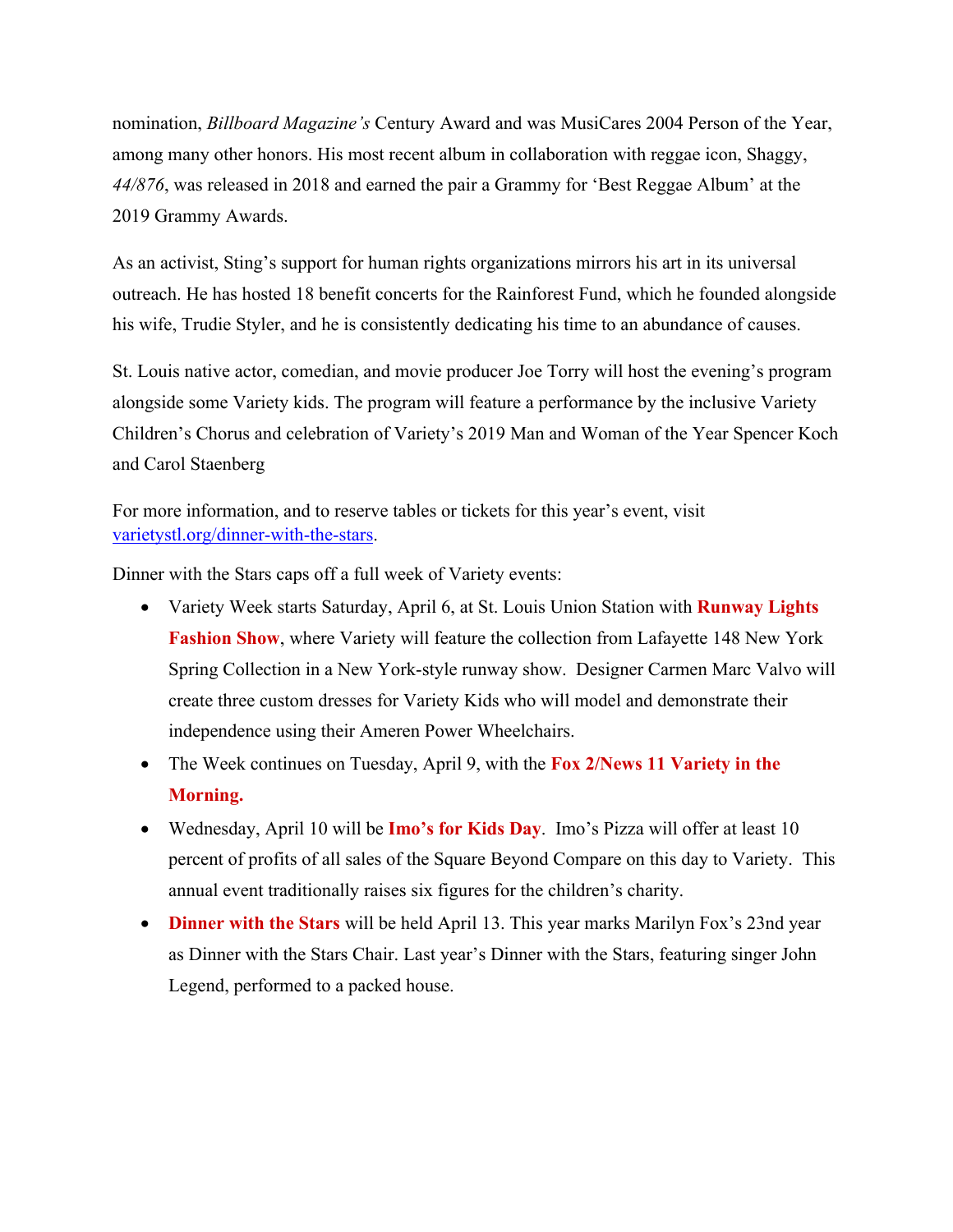nomination, *Billboard Magazine's* Century Award and was MusiCares 2004 Person of the Year, among many other honors. His most recent album in collaboration with reggae icon, Shaggy, *44/876*, was released in 2018 and earned the pair a Grammy for 'Best Reggae Album' at the 2019 Grammy Awards.

As an activist, Sting's support for human rights organizations mirrors his art in its universal outreach. He has hosted 18 benefit concerts for the Rainforest Fund, which he founded alongside his wife, Trudie Styler, and he is consistently dedicating his time to an abundance of causes.

St. Louis native actor, comedian, and movie producer Joe Torry will host the evening's program alongside some Variety kids. The program will feature a performance by the inclusive Variety Children's Chorus and celebration of Variety's 2019 Man and Woman of the Year Spencer Koch and Carol Staenberg

For more information, and to reserve tables or tickets for this year's event, visit [varietystl.org/dinner-with-the-stars](varietystl.org/dinner-with-the-stars).

Dinner with the Stars caps off a full week of Variety events:

- Variety Week starts Saturday, April 6, at St. Louis Union Station with **Runway Lights Fashion Show**, where Variety will feature the collection from Lafayette 148 New York Spring Collection in a New York-style runway show. Designer Carmen Marc Valvo will create three custom dresses for Variety Kids who will model and demonstrate their independence using their Ameren Power Wheelchairs.
- The Week continues on Tuesday, April 9, with the **Fox 2/News 11 Variety in the Morning.**
- Wednesday, April 10 will be **Imo's for Kids Day**. Imo's Pizza will offer at least 10 percent of profits of all sales of the Square Beyond Compare on this day to Variety. This annual event traditionally raises six figures for the children's charity.
- **Dinner with the Stars** will be held April 13. This year marks Marilyn Fox's 23nd year as Dinner with the Stars Chair. Last year's Dinner with the Stars, featuring singer John Legend, performed to a packed house.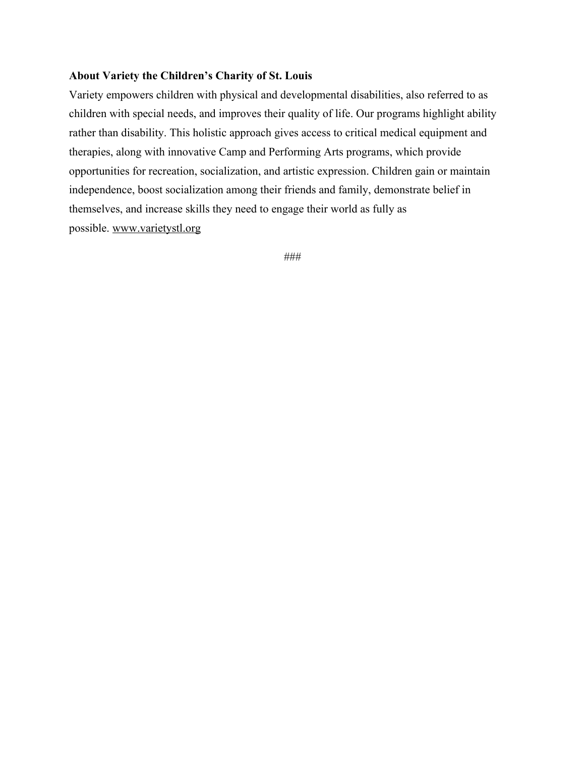**About Variety the Children's Charity of St. Louis**

Variety empowers children with physical and developmental disabilities, also referred to as children with special needs, and improves their quality of life. Our programs highlight ability rather than disability. This holistic approach gives access to critical medical equipment and therapies, along with innovative Camp and Performing Arts programs, which provide opportunities for recreation, socialization, and artistic expression. Children gain or maintain independence, boost socialization among their friends and family, demonstrate belief in themselves, and increase skills they need to engage their world as fully as possible. www.varietystl.org

###